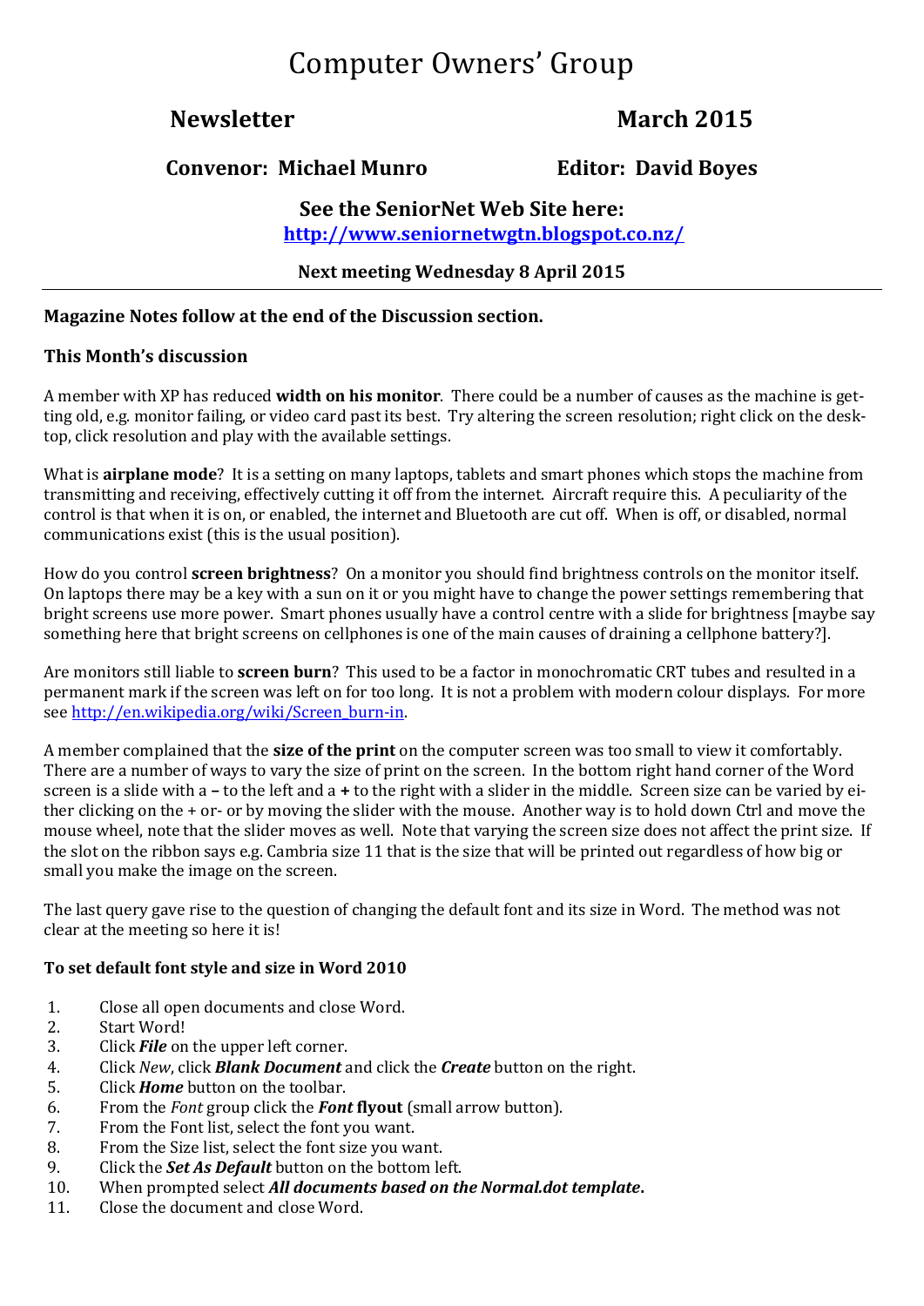# Computer Owners' Group

## Newsletter — March 2015

**Convenor: Michael Munro** — **Editor: David Boyes**

**See the SeniorNet Web Site here:**
**http://www.seniornetwgtn.blogspot.co.nz/**

**Next meeting Wednesday 8 April 2015**

---

**Magazine Notes follow at the end of the Discussion section.**

### This Month's discussion

A member with XP has reduced **width on his monitor**. There could be a number of causes as the machine is getting old, e.g. monitor failing, or video card past its best. Try altering the screen resolution; right click on the desktop, click resolution and play with the available settings.

What is **airplane mode**? It is a setting on many laptops, tablets and smart phones which stops the machine from transmitting and receiving, effectively cutting it off from the internet. Aircraft require this. A peculiarity of the control is that when it is on, or enabled, the internet and Bluetooth are cut off. When is off, or disabled, normal communications exist (this is the usual position).

How do you control **screen brightness**? On a monitor you should find brightness controls on the monitor itself. On laptops there may be a key with a sun on it or you might have to change the power settings remembering that bright screens use more power. Smart phones usually have a control centre with a slide for brightness [maybe say something here that bright screens on cellphones is one of the main causes of draining a cellphone battery?].

Are monitors still liable to **screen burn**? This used to be a factor in monochromatic CRT tubes and resulted in a permanent mark if the screen was left on for too long. It is not a problem with modern colour displays. For more see http://en.wikipedia.org/wiki/Screen_burn-in.

A member complained that the **size of the print** on the computer screen was too small to view it comfortably. There are a number of ways to vary the size of print on the screen. In the bottom right hand corner of the Word screen is a slide with a **–** to the left and a **+** to the right with a slider in the middle. Screen size can be varied by either clicking on the + or- or by moving the slider with the mouse. Another way is to hold down Ctrl and move the mouse wheel, note that the slider moves as well. Note that varying the screen size does not affect the print size. If the slot on the ribbon says e.g. Cambria size 11 that is the size that will be printed out regardless of how big or small you make the image on the screen.

The last query gave rise to the question of changing the default font and its size in Word. The method was not clear at the meeting so here it is!

**To set default font style and size in Word 2010**

1. Close all open documents and close Word.
2. Start Word!
3. Click ***File*** on the upper left corner.
4. Click *New*, click ***Blank Document*** and click the ***Create*** button on the right.
5. Click ***Home*** button on the toolbar.
6. From the *Font* group click the ***Font* flyout** (small arrow button).
7. From the Font list, select the font you want.
8. From the Size list, select the font size you want.
9. Click the ***Set As Default*** button on the bottom left.
10. When prompted select ***All documents based on the Normal.dot template*.**
11. Close the document and close Word.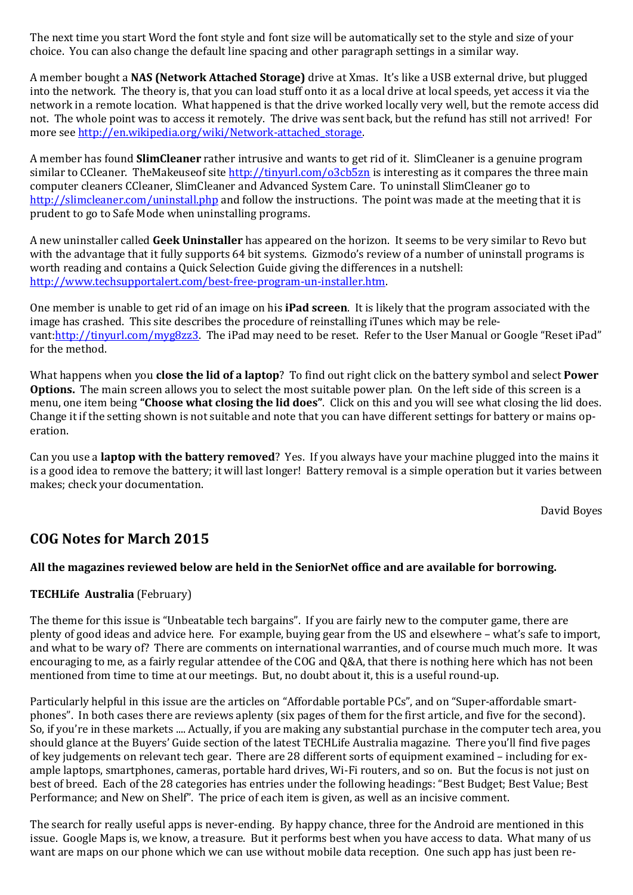The next time you start Word the font style and font size will be automatically set to the style and size of your choice. You can also change the default line spacing and other paragraph settings in a similar way.

A member bought a **NAS (Network Attached Storage)** drive at Xmas. It's like a USB external drive, but plugged into the network. The theory is, that you can load stuff onto it as a local drive at local speeds, yet access it via the network in a remote location. What happened is that the drive worked locally very well, but the remote access did not. The whole point was to access it remotely. The drive was sent back, but the refund has still not arrived! For more see http://en.wikipedia.org/wiki/Network-attached_storage.

A member has found **SlimCleaner** rather intrusive and wants to get rid of it. SlimCleaner is a genuine program similar to CCleaner. TheMakeuseof site http://tinyurl.com/o3cb5zn is interesting as it compares the three main computer cleaners CCleaner, SlimCleaner and Advanced System Care. To uninstall SlimCleaner go to http://slimcleaner.com/uninstall.php and follow the instructions. The point was made at the meeting that it is prudent to go to Safe Mode when uninstalling programs.

A new uninstaller called **Geek Uninstaller** has appeared on the horizon. It seems to be very similar to Revo but with the advantage that it fully supports 64 bit systems. Gizmodo's review of a number of uninstall programs is worth reading and contains a Quick Selection Guide giving the differences in a nutshell: http://www.techsupportalert.com/best-free-program-un-installer.htm.

One member is unable to get rid of an image on his **iPad screen**. It is likely that the program associated with the image has crashed. This site describes the procedure of reinstalling iTunes which may be relevant:http://tinyurl.com/myg8zz3. The iPad may need to be reset. Refer to the User Manual or Google "Reset iPad" for the method.

What happens when you **close the lid of a laptop**? To find out right click on the battery symbol and select **Power Options.** The main screen allows you to select the most suitable power plan. On the left side of this screen is a menu, one item being **"Choose what closing the lid does"**. Click on this and you will see what closing the lid does. Change it if the setting shown is not suitable and note that you can have different settings for battery or mains operation.

Can you use a **laptop with the battery removed**? Yes. If you always have your machine plugged into the mains it is a good idea to remove the battery; it will last longer! Battery removal is a simple operation but it varies between makes; check your documentation.

David Boyes

## COG Notes for March 2015

**All the magazines reviewed below are held in the SeniorNet office and are available for borrowing.**

**TECHLife Australia** (February)

The theme for this issue is "Unbeatable tech bargains". If you are fairly new to the computer game, there are plenty of good ideas and advice here. For example, buying gear from the US and elsewhere – what's safe to import, and what to be wary of? There are comments on international warranties, and of course much much more. It was encouraging to me, as a fairly regular attendee of the COG and Q&A, that there is nothing here which has not been mentioned from time to time at our meetings. But, no doubt about it, this is a useful round-up.

Particularly helpful in this issue are the articles on "Affordable portable PCs", and on "Super-affordable smartphones". In both cases there are reviews aplenty (six pages of them for the first article, and five for the second). So, if you're in these markets .... Actually, if you are making any substantial purchase in the computer tech area, you should glance at the Buyers' Guide section of the latest TECHLife Australia magazine. There you'll find five pages of key judgements on relevant tech gear. There are 28 different sorts of equipment examined – including for example laptops, smartphones, cameras, portable hard drives, Wi-Fi routers, and so on. But the focus is not just on best of breed. Each of the 28 categories has entries under the following headings: "Best Budget; Best Value; Best Performance; and New on Shelf". The price of each item is given, as well as an incisive comment.

The search for really useful apps is never-ending. By happy chance, three for the Android are mentioned in this issue. Google Maps is, we know, a treasure. But it performs best when you have access to data. What many of us want are maps on our phone which we can use without mobile data reception. One such app has just been re-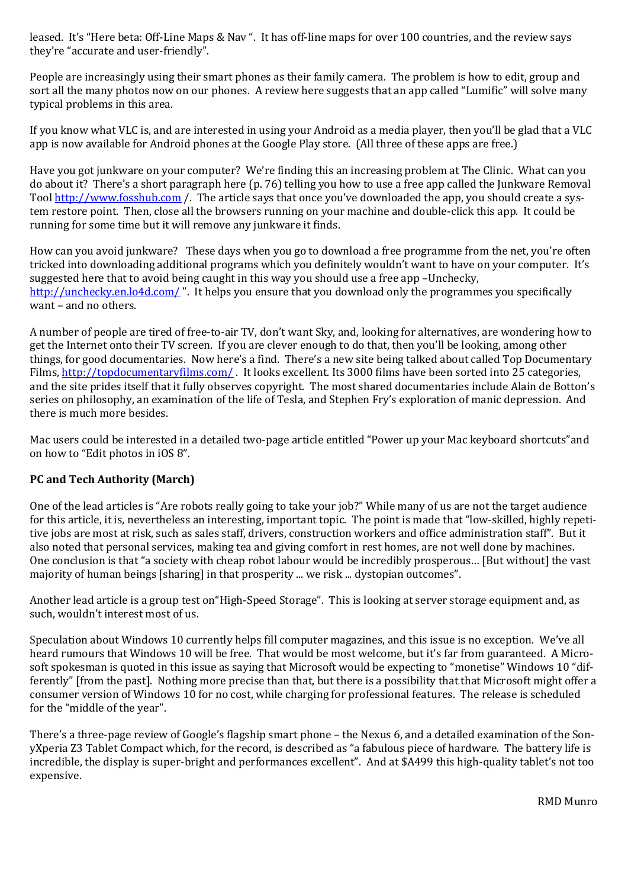leased. It's "Here beta: Off-Line Maps & Nav ". It has off-line maps for over 100 countries, and the review says they're "accurate and user-friendly".

People are increasingly using their smart phones as their family camera. The problem is how to edit, group and sort all the many photos now on our phones. A review here suggests that an app called "Lumific" will solve many typical problems in this area.

If you know what VLC is, and are interested in using your Android as a media player, then you'll be glad that a VLC app is now available for Android phones at the Google Play store. (All three of these apps are free.)

Have you got junkware on your computer? We're finding this an increasing problem at The Clinic. What can you do about it? There's a short paragraph here (p. 76) telling you how to use a free app called the Junkware Removal Tool http://www.fosshub.com /. The article says that once you've downloaded the app, you should create a system restore point. Then, close all the browsers running on your machine and double-click this app. It could be running for some time but it will remove any junkware it finds.

How can you avoid junkware? These days when you go to download a free programme from the net, you're often tricked into downloading additional programs which you definitely wouldn't want to have on your computer. It's suggested here that to avoid being caught in this way you should use a free app –Unchecky, http://unchecky.en.lo4d.com/ ". It helps you ensure that you download only the programmes you specifically want – and no others.

A number of people are tired of free-to-air TV, don't want Sky, and, looking for alternatives, are wondering how to get the Internet onto their TV screen. If you are clever enough to do that, then you'll be looking, among other things, for good documentaries. Now here's a find. There's a new site being talked about called Top Documentary Films, http://topdocumentaryfilms.com/ . It looks excellent. Its 3000 films have been sorted into 25 categories, and the site prides itself that it fully observes copyright. The most shared documentaries include Alain de Botton's series on philosophy, an examination of the life of Tesla, and Stephen Fry's exploration of manic depression. And there is much more besides.

Mac users could be interested in a detailed two-page article entitled "Power up your Mac keyboard shortcuts"and on how to "Edit photos in iOS 8".

**PC and Tech Authority (March)**

One of the lead articles is "Are robots really going to take your job?" While many of us are not the target audience for this article, it is, nevertheless an interesting, important topic. The point is made that "low-skilled, highly repetitive jobs are most at risk, such as sales staff, drivers, construction workers and office administration staff". But it also noted that personal services, making tea and giving comfort in rest homes, are not well done by machines. One conclusion is that "a society with cheap robot labour would be incredibly prosperous… [But without] the vast majority of human beings [sharing] in that prosperity ... we risk ... dystopian outcomes".

Another lead article is a group test on"High-Speed Storage". This is looking at server storage equipment and, as such, wouldn't interest most of us.

Speculation about Windows 10 currently helps fill computer magazines, and this issue is no exception. We've all heard rumours that Windows 10 will be free. That would be most welcome, but it's far from guaranteed. A Microsoft spokesman is quoted in this issue as saying that Microsoft would be expecting to "monetise" Windows 10 "differently" [from the past]. Nothing more precise than that, but there is a possibility that that Microsoft might offer a consumer version of Windows 10 for no cost, while charging for professional features. The release is scheduled for the "middle of the year".

There's a three-page review of Google's flagship smart phone – the Nexus 6, and a detailed examination of the SonyXperia Z3 Tablet Compact which, for the record, is described as "a fabulous piece of hardware. The battery life is incredible, the display is super-bright and performances excellent". And at $A499 this high-quality tablet's not too expensive.

RMD Munro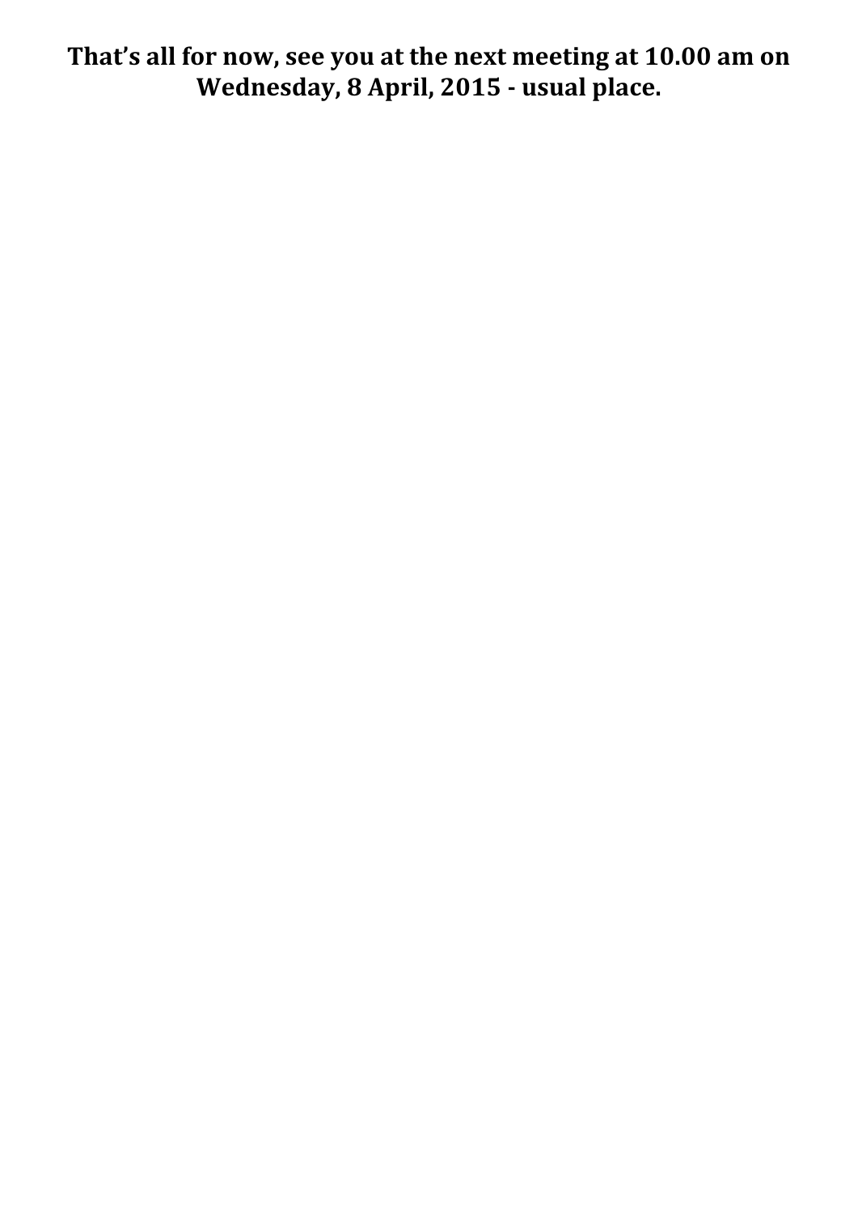**That's all for now, see you at the next meeting at 10.00 am on Wednesday, 8 April, 2015 - usual place.**